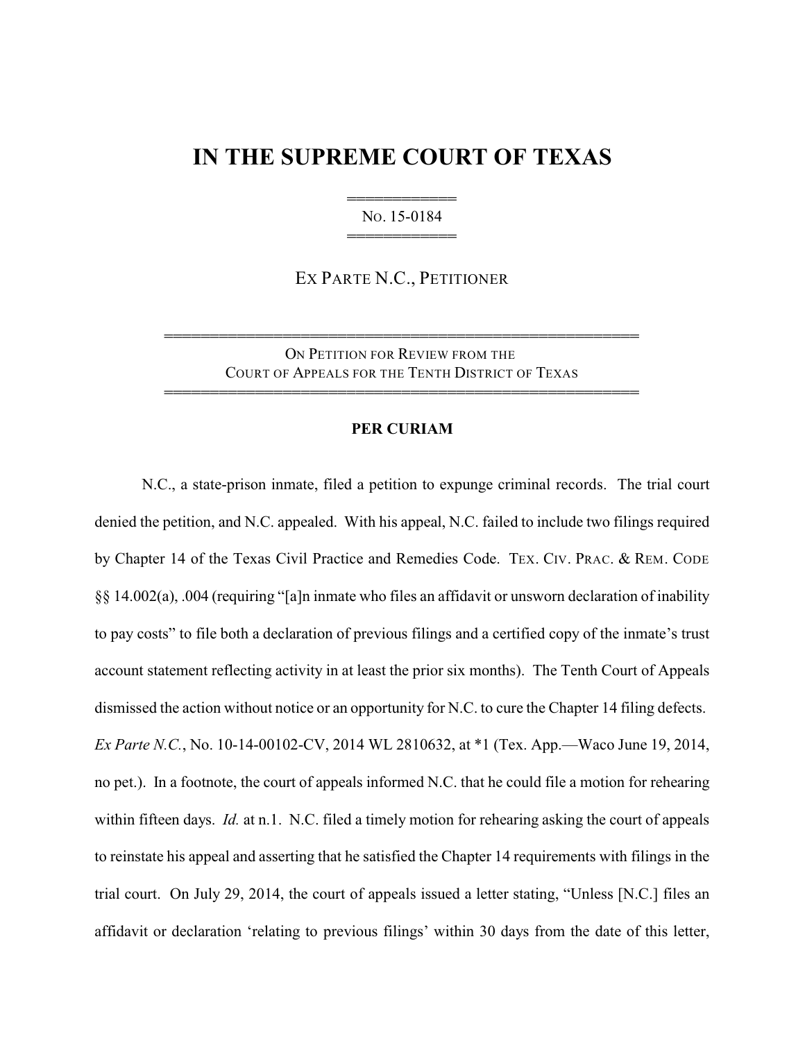# IN THE SUPREME COURT OF TEXAS

No. 15-0184

EX PARTE N.C., PETITIONER

ON PETITION FOR REVIEW FROM THE COURT OF APPEALS FOR THE TENTH DISTRICT OF TEXAS

**PER CURIAM**

N.C., a state-prison inmate, filed a petition to expunge criminal records. The trial court denied the petition, and N.C. appealed. With his appeal, N.C. failed to include two filings required by Chapter 14 of the Texas Civil Practice and Remedies Code. TEX. CIV. PRAC. & REM. CODE §§ 14.002(a), .004 (requiring "[a]n inmate who files an affidavit or unsworn declaration of inability to pay costs" to file both a declaration of previous filings and a certified copy of the inmate's trust account statement reflecting activity in at least the prior six months). The Tenth Court of Appeals dismissed the action without notice or an opportunity for N.C. to cure the Chapter 14 filing defects. *Ex Parte N.C.*, No. 10-14-00102-CV, 2014 WL 2810632, at *1 (Tex. App.—Waco June 19, 2014, no pet.). In a footnote, the court of appeals informed N.C. that he could file a motion for rehearing within fifteen days. *Id.* at n.1. N.C. filed a timely motion for rehearing asking the court of appeals to reinstate his appeal and asserting that he satisfied the Chapter 14 requirements with filings in the trial court. On July 29, 2014, the court of appeals issued a letter stating, "Unless [N.C.] files an affidavit or declaration 'relating to previous filings' within 30 days from the date of this letter,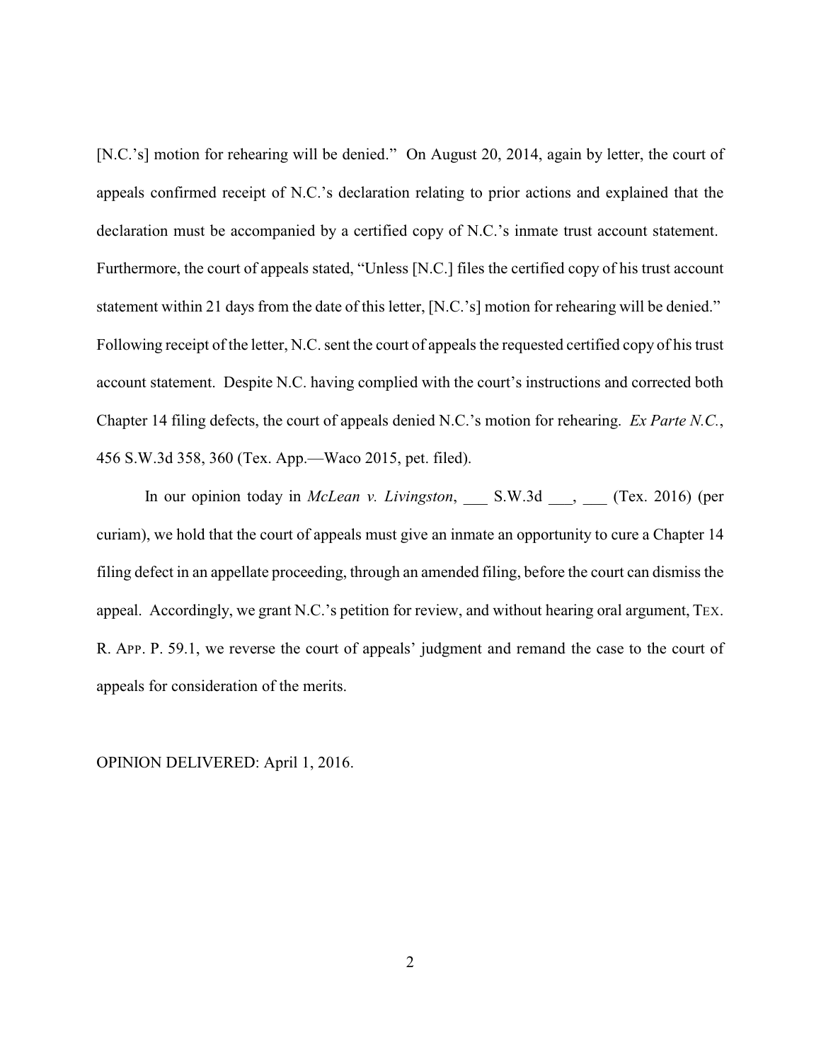[N.C.'s] motion for rehearing will be denied." On August 20, 2014, again by letter, the court of appeals confirmed receipt of N.C.'s declaration relating to prior actions and explained that the declaration must be accompanied by a certified copy of N.C.'s inmate trust account statement. Furthermore, the court of appeals stated, "Unless [N.C.] files the certified copy of his trust account statement within 21 days from the date of this letter, [N.C.'s] motion for rehearing will be denied." Following receipt of the letter, N.C. sent the court of appeals the requested certified copy of his trust account statement. Despite N.C. having complied with the court's instructions and corrected both Chapter 14 filing defects, the court of appeals denied N.C.'s motion for rehearing. *Ex Parte N.C.*, 456 S.W.3d 358, 360 (Tex. App.—Waco 2015, pet. filed).

In our opinion today in *McLean v. Livingston*, ___ S.W.3d ___, ___ (Tex. 2016) (per curiam), we hold that the court of appeals must give an inmate an opportunity to cure a Chapter 14 filing defect in an appellate proceeding, through an amended filing, before the court can dismiss the appeal. Accordingly, we grant N.C.'s petition for review, and without hearing oral argument, TEX. R. APP. P. 59.1, we reverse the court of appeals' judgment and remand the case to the court of appeals for consideration of the merits.

OPINION DELIVERED: April 1, 2016.